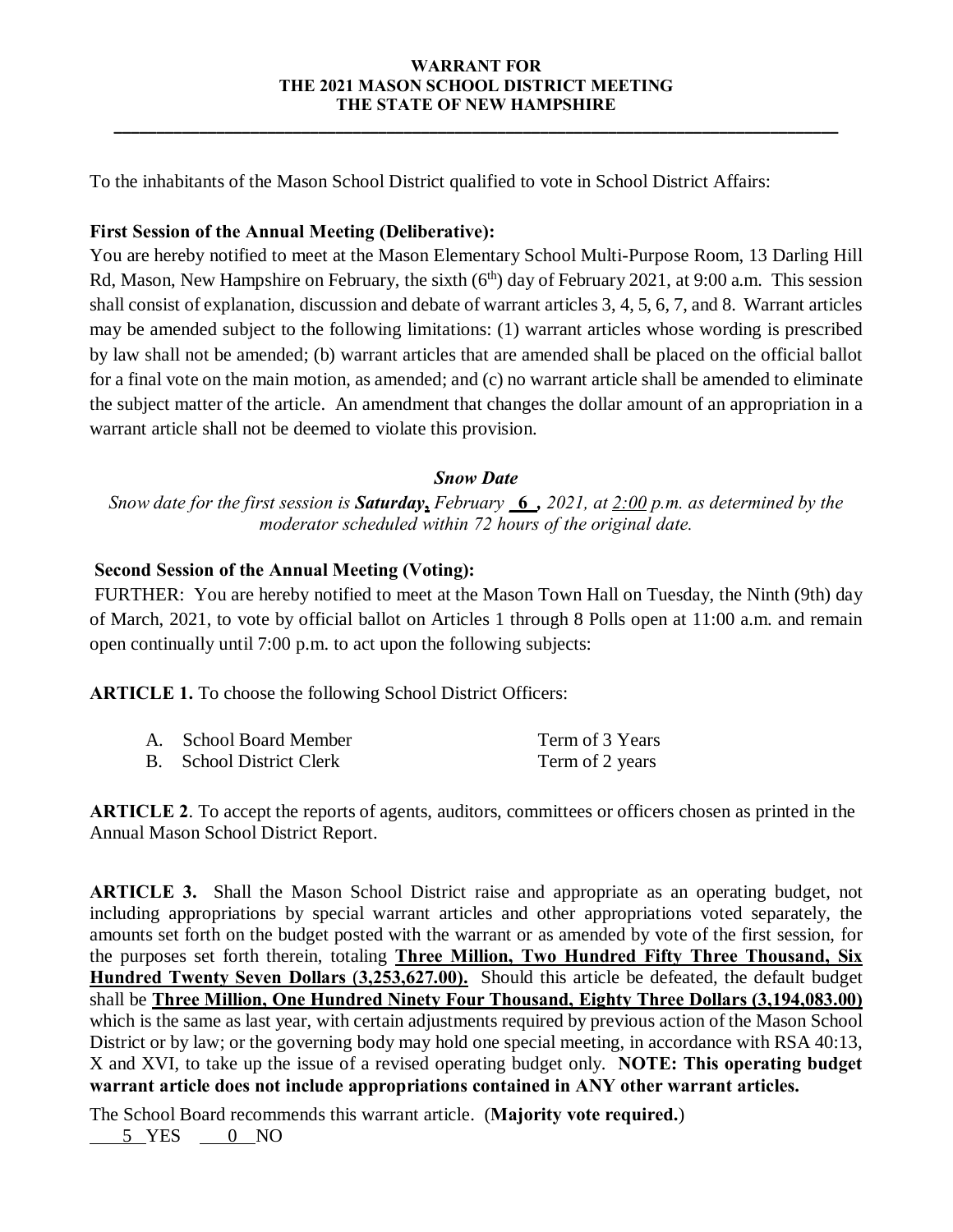# WARRANT FOR THE 2021 MASON SCHOOL DISTRICT MEETING THE STATE OF NEW HAMPSHIRE

To the inhabitants of the Mason School District qualified to vote in School District Affairs:

**First Session of the Annual Meeting (Deliberative):**
You are hereby notified to meet at the Mason Elementary School Multi-Purpose Room, 13 Darling Hill Rd, Mason, New Hampshire on February, the sixth (6th) day of February 2021, at 9:00 a.m. This session shall consist of explanation, discussion and debate of warrant articles 3, 4, 5, 6, 7, and 8. Warrant articles may be amended subject to the following limitations: (1) warrant articles whose wording is prescribed by law shall not be amended; (b) warrant articles that are amended shall be placed on the official ballot for a final vote on the main motion, as amended; and (c) no warrant article shall be amended to eliminate the subject matter of the article. An amendment that changes the dollar amount of an appropriation in a warrant article shall not be deemed to violate this provision.

***Snow Date***

*Snow date for the first session is **Saturday,** February __6__, 2021, at 2:00 p.m. as determined by the moderator scheduled within 72 hours of the original date.*

**Second Session of the Annual Meeting (Voting):**
FURTHER: You are hereby notified to meet at the Mason Town Hall on Tuesday, the Ninth (9th) day of March, 2021, to vote by official ballot on Articles 1 through 8 Polls open at 11:00 a.m. and remain open continually until 7:00 p.m. to act upon the following subjects:

**ARTICLE 1.** To choose the following School District Officers:

| | |
|---|---|
| A. School Board Member | Term of 3 Years |
| B. School District Clerk | Term of 2 years |

**ARTICLE 2**. To accept the reports of agents, auditors, committees or officers chosen as printed in the Annual Mason School District Report.

**ARTICLE 3.** Shall the Mason School District raise and appropriate as an operating budget, not including appropriations by special warrant articles and other appropriations voted separately, the amounts set forth on the budget posted with the warrant or as amended by vote of the first session, for the purposes set forth therein, totaling **Three Million, Two Hundred Fifty Three Thousand, Six Hundred Twenty Seven Dollars (3,253,627.00).** Should this article be defeated, the default budget shall be **Three Million, One Hundred Ninety Four Thousand, Eighty Three Dollars (3,194,083.00)** which is the same as last year, with certain adjustments required by previous action of the Mason School District or by law; or the governing body may hold one special meeting, in accordance with RSA 40:13, X and XVI, to take up the issue of a revised operating budget only. **NOTE: This operating budget warrant article does not include appropriations contained in ANY other warrant articles.**

The School Board recommends this warrant article. (**Majority vote required.**)
__5__ YES __0__ NO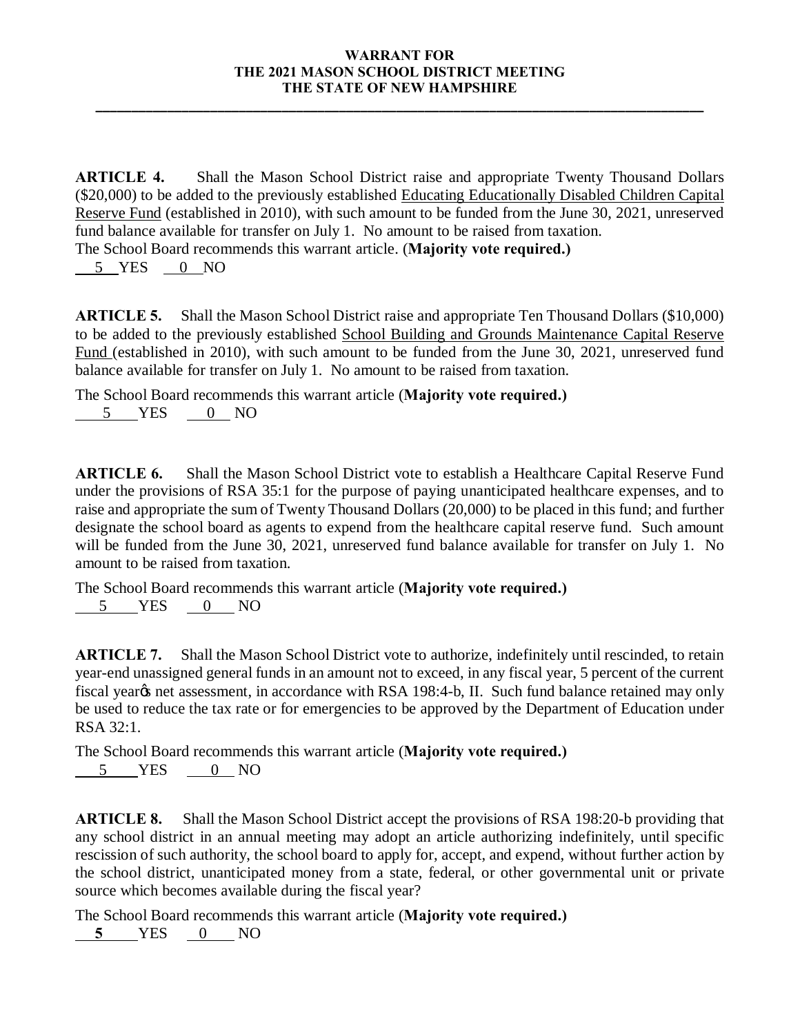**WARRANT FOR**
**THE 2021 MASON SCHOOL DISTRICT MEETING**
**THE STATE OF NEW HAMPSHIRE**

---

**ARTICLE 4.** Shall the Mason School District raise and appropriate Twenty Thousand Dollars ($20,000) to be added to the previously established Educating Educationally Disabled Children Capital Reserve Fund (established in 2010), with such amount to be funded from the June 30, 2021, unreserved fund balance available for transfer on July 1. No amount to be raised from taxation.
The School Board recommends this warrant article. (**Majority vote required.)**
5 YES 0 NO

**ARTICLE 5.** Shall the Mason School District raise and appropriate Ten Thousand Dollars ($10,000) to be added to the previously established School Building and Grounds Maintenance Capital Reserve Fund (established in 2010), with such amount to be funded from the June 30, 2021, unreserved fund balance available for transfer on July 1. No amount to be raised from taxation.

The School Board recommends this warrant article (**Majority vote required.)**
5 YES 0 NO

**ARTICLE 6.** Shall the Mason School District vote to establish a Healthcare Capital Reserve Fund under the provisions of RSA 35:1 for the purpose of paying unanticipated healthcare expenses, and to raise and appropriate the sum of Twenty Thousand Dollars (20,000) to be placed in this fund; and further designate the school board as agents to expend from the healthcare capital reserve fund. Such amount will be funded from the June 30, 2021, unreserved fund balance available for transfer on July 1. No amount to be raised from taxation.

The School Board recommends this warrant article (**Majority vote required.)**
5 YES 0 NO

**ARTICLE 7.** Shall the Mason School District vote to authorize, indefinitely until rescinded, to retain year-end unassigned general funds in an amount not to exceed, in any fiscal year, 5 percent of the current fiscal year's net assessment, in accordance with RSA 198:4-b, II. Such fund balance retained may only be used to reduce the tax rate or for emergencies to be approved by the Department of Education under RSA 32:1.

The School Board recommends this warrant article (**Majority vote required.)**
5 YES 0 NO

**ARTICLE 8.** Shall the Mason School District accept the provisions of RSA 198:20-b providing that any school district in an annual meeting may adopt an article authorizing indefinitely, until specific rescission of such authority, the school board to apply for, accept, and expend, without further action by the school district, unanticipated money from a state, federal, or other governmental unit or private source which becomes available during the fiscal year?

The School Board recommends this warrant article (**Majority vote required.)**
**5** YES 0 NO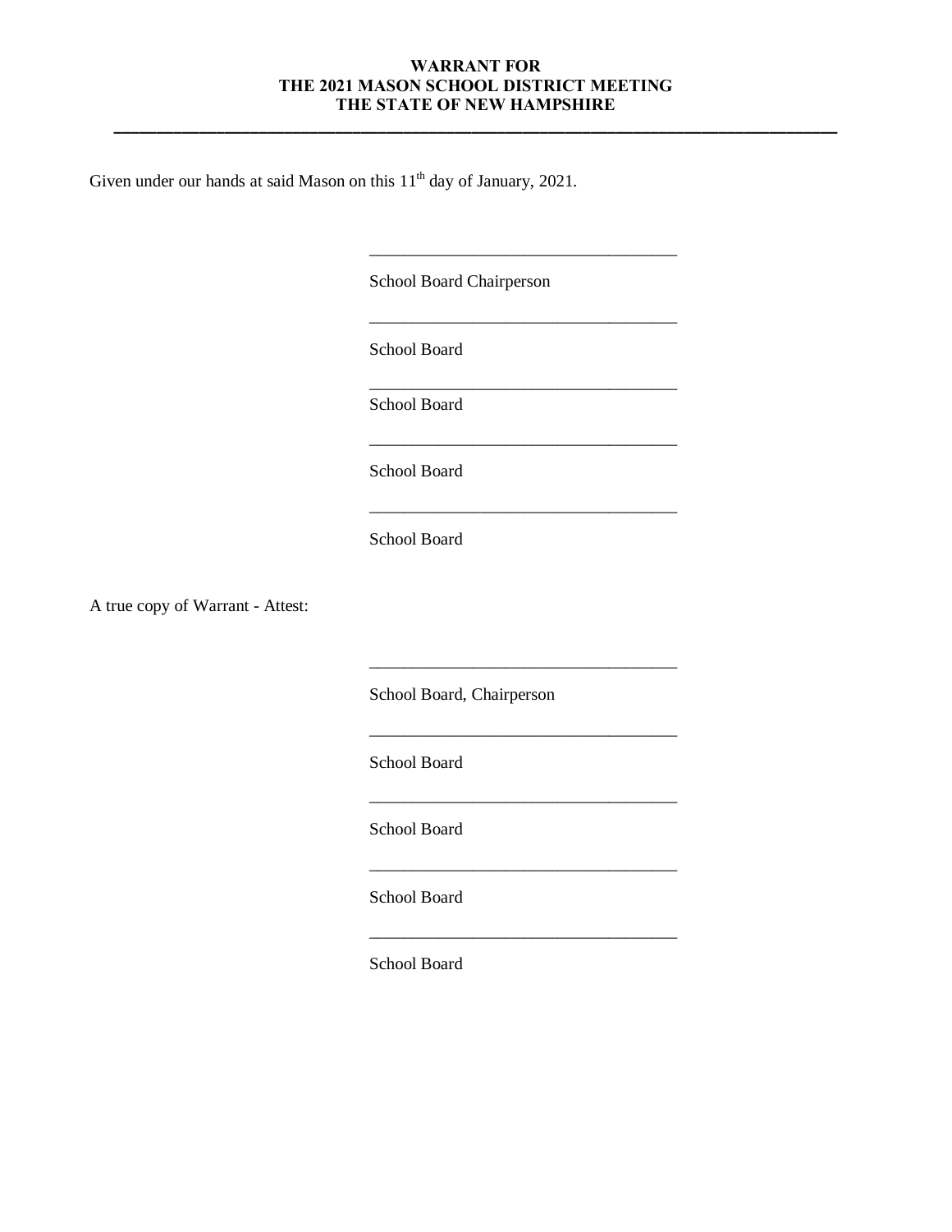**WARRANT FOR**
**THE 2021 MASON SCHOOL DISTRICT MEETING**
**THE STATE OF NEW HAMPSHIRE**

---

Given under our hands at said Mason on this 11th day of January, 2021.

\_\_\_\_\_\_\_\_\_\_\_\_\_\_\_\_\_\_\_\_\_\_\_\_\_\_\_\_\_\_\_\_\_\_\_

School Board Chairperson

\_\_\_\_\_\_\_\_\_\_\_\_\_\_\_\_\_\_\_\_\_\_\_\_\_\_\_\_\_\_\_\_\_\_\_

School Board

\_\_\_\_\_\_\_\_\_\_\_\_\_\_\_\_\_\_\_\_\_\_\_\_\_\_\_\_\_\_\_\_\_\_\_

School Board

\_\_\_\_\_\_\_\_\_\_\_\_\_\_\_\_\_\_\_\_\_\_\_\_\_\_\_\_\_\_\_\_\_\_\_

School Board

\_\_\_\_\_\_\_\_\_\_\_\_\_\_\_\_\_\_\_\_\_\_\_\_\_\_\_\_\_\_\_\_\_\_\_

School Board

A true copy of Warrant - Attest:

\_\_\_\_\_\_\_\_\_\_\_\_\_\_\_\_\_\_\_\_\_\_\_\_\_\_\_\_\_\_\_\_\_\_\_

School Board, Chairperson

\_\_\_\_\_\_\_\_\_\_\_\_\_\_\_\_\_\_\_\_\_\_\_\_\_\_\_\_\_\_\_\_\_\_\_

School Board

\_\_\_\_\_\_\_\_\_\_\_\_\_\_\_\_\_\_\_\_\_\_\_\_\_\_\_\_\_\_\_\_\_\_\_

School Board

\_\_\_\_\_\_\_\_\_\_\_\_\_\_\_\_\_\_\_\_\_\_\_\_\_\_\_\_\_\_\_\_\_\_\_

School Board

\_\_\_\_\_\_\_\_\_\_\_\_\_\_\_\_\_\_\_\_\_\_\_\_\_\_\_\_\_\_\_\_\_\_\_

School Board